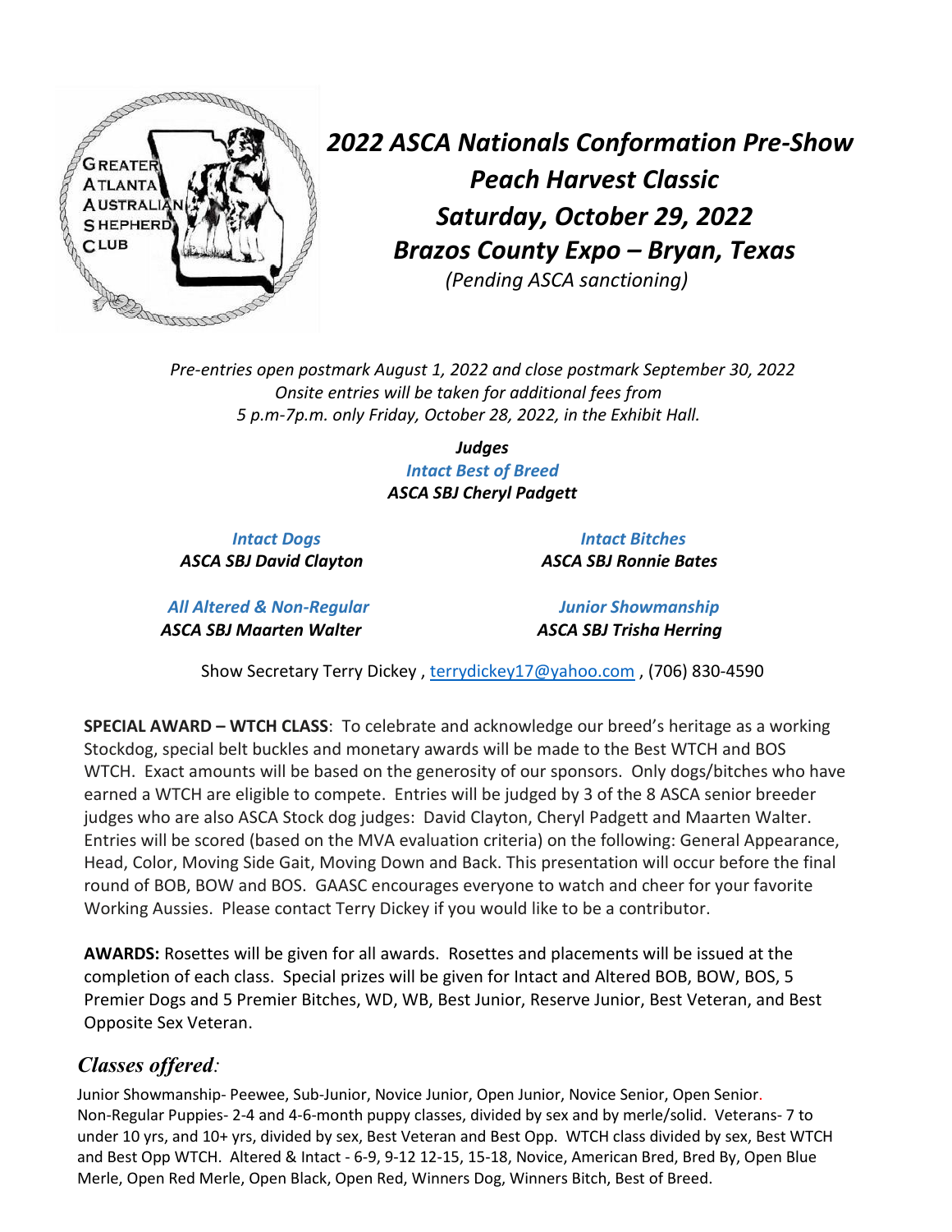# *2022 ASCA Nationals Conformation Pre-Show*

## *Peach Harvest Classic*

## *Saturday, October 29, 2022*

## *Brazos County Expo – Bryan, Texas*

*(Pending ASCA sanctioning)*

*Pre-entries open postmark August 1, 2022 and close postmark September 30, 2022*
*Onsite entries will be taken for additional fees from*
*5 p.m-7p.m. only Friday, October 28, 2022, in the Exhibit Hall.*

***Judges***

***Intact Best of Breed***
***ASCA SBJ Cheryl Padgett***

***Intact Dogs***
***ASCA SBJ David Clayton***

***Intact Bitches***
***ASCA SBJ Ronnie Bates***

***All Altered & Non-Regular***
***ASCA SBJ Maarten Walter***

***Junior Showmanship***
***ASCA SBJ Trisha Herring***

Show Secretary Terry Dickey , terrydickey17@yahoo.com , (706) 830-4590

**SPECIAL AWARD – WTCH CLASS**: To celebrate and acknowledge our breed's heritage as a working Stockdog, special belt buckles and monetary awards will be made to the Best WTCH and BOS WTCH. Exact amounts will be based on the generosity of our sponsors. Only dogs/bitches who have earned a WTCH are eligible to compete. Entries will be judged by 3 of the 8 ASCA senior breeder judges who are also ASCA Stock dog judges: David Clayton, Cheryl Padgett and Maarten Walter. Entries will be scored (based on the MVA evaluation criteria) on the following: General Appearance, Head, Color, Moving Side Gait, Moving Down and Back. This presentation will occur before the final round of BOB, BOW and BOS. GAASC encourages everyone to watch and cheer for your favorite Working Aussies. Please contact Terry Dickey if you would like to be a contributor.

**AWARDS:** Rosettes will be given for all awards. Rosettes and placements will be issued at the completion of each class. Special prizes will be given for Intact and Altered BOB, BOW, BOS, 5 Premier Dogs and 5 Premier Bitches, WD, WB, Best Junior, Reserve Junior, Best Veteran, and Best Opposite Sex Veteran.

## *Classes offered:*

Junior Showmanship- Peewee, Sub-Junior, Novice Junior, Open Junior, Novice Senior, Open Senior.
Non-Regular Puppies- 2-4 and 4-6-month puppy classes, divided by sex and by merle/solid. Veterans- 7 to under 10 yrs, and 10+ yrs, divided by sex, Best Veteran and Best Opp. WTCH class divided by sex, Best WTCH and Best Opp WTCH. Altered & Intact - 6-9, 9-12 12-15, 15-18, Novice, American Bred, Bred By, Open Blue Merle, Open Red Merle, Open Black, Open Red, Winners Dog, Winners Bitch, Best of Breed.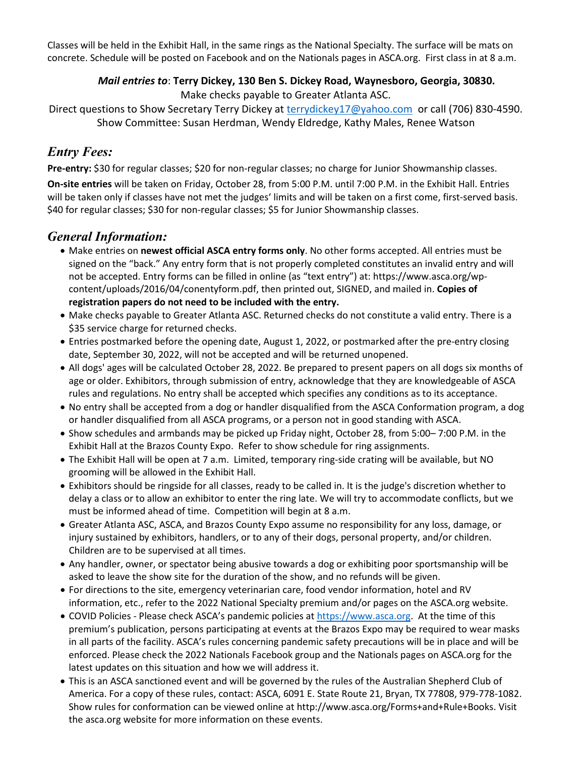Classes will be held in the Exhibit Hall, in the same rings as the National Specialty. The surface will be mats on concrete. Schedule will be posted on Facebook and on the Nationals pages in ASCA.org. First class in at 8 a.m.

***Mail entries to*: Terry Dickey, 130 Ben S. Dickey Road, Waynesboro, Georgia, 30830.**

Make checks payable to Greater Atlanta ASC.

Direct questions to Show Secretary Terry Dickey at terrydickey17@yahoo.com or call (706) 830-4590.

Show Committee: Susan Herdman, Wendy Eldredge, Kathy Males, Renee Watson

## *Entry Fees:*

**Pre-entry:** $30 for regular classes; $20 for non-regular classes; no charge for Junior Showmanship classes.

**On-site entries** will be taken on Friday, October 28, from 5:00 P.M. until 7:00 P.M. in the Exhibit Hall. Entries will be taken only if classes have not met the judges' limits and will be taken on a first come, first-served basis. $40 for regular classes; $30 for non-regular classes; $5 for Junior Showmanship classes.

## *General Information:*

- Make entries on **newest official ASCA entry forms only**. No other forms accepted. All entries must be signed on the "back." Any entry form that is not properly completed constitutes an invalid entry and will not be accepted. Entry forms can be filled in online (as "text entry") at: https://www.asca.org/wp-content/uploads/2016/04/conentyform.pdf, then printed out, SIGNED, and mailed in. **Copies of registration papers do not need to be included with the entry.**
- Make checks payable to Greater Atlanta ASC. Returned checks do not constitute a valid entry. There is a $35 service charge for returned checks.
- Entries postmarked before the opening date, August 1, 2022, or postmarked after the pre-entry closing date, September 30, 2022, will not be accepted and will be returned unopened.
- All dogs' ages will be calculated October 28, 2022. Be prepared to present papers on all dogs six months of age or older. Exhibitors, through submission of entry, acknowledge that they are knowledgeable of ASCA rules and regulations. No entry shall be accepted which specifies any conditions as to its acceptance.
- No entry shall be accepted from a dog or handler disqualified from the ASCA Conformation program, a dog or handler disqualified from all ASCA programs, or a person not in good standing with ASCA.
- Show schedules and armbands may be picked up Friday night, October 28, from 5:00– 7:00 P.M. in the Exhibit Hall at the Brazos County Expo. Refer to show schedule for ring assignments.
- The Exhibit Hall will be open at 7 a.m. Limited, temporary ring-side crating will be available, but NO grooming will be allowed in the Exhibit Hall.
- Exhibitors should be ringside for all classes, ready to be called in. It is the judge's discretion whether to delay a class or to allow an exhibitor to enter the ring late. We will try to accommodate conflicts, but we must be informed ahead of time. Competition will begin at 8 a.m.
- Greater Atlanta ASC, ASCA, and Brazos County Expo assume no responsibility for any loss, damage, or injury sustained by exhibitors, handlers, or to any of their dogs, personal property, and/or children. Children are to be supervised at all times.
- Any handler, owner, or spectator being abusive towards a dog or exhibiting poor sportsmanship will be asked to leave the show site for the duration of the show, and no refunds will be given.
- For directions to the site, emergency veterinarian care, food vendor information, hotel and RV information, etc., refer to the 2022 National Specialty premium and/or pages on the ASCA.org website.
- COVID Policies - Please check ASCA's pandemic policies at https://www.asca.org. At the time of this premium's publication, persons participating at events at the Brazos Expo may be required to wear masks in all parts of the facility. ASCA's rules concerning pandemic safety precautions will be in place and will be enforced. Please check the 2022 Nationals Facebook group and the Nationals pages on ASCA.org for the latest updates on this situation and how we will address it.
- This is an ASCA sanctioned event and will be governed by the rules of the Australian Shepherd Club of America. For a copy of these rules, contact: ASCA, 6091 E. State Route 21, Bryan, TX 77808, 979-778-1082. Show rules for conformation can be viewed online at http://www.asca.org/Forms+and+Rule+Books. Visit the asca.org website for more information on these events.